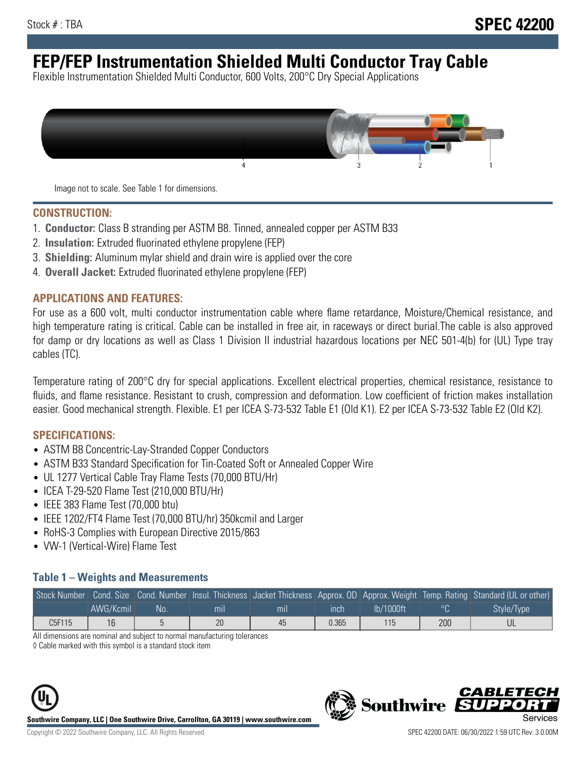Stock # : TBA

**SPEC 42200**

# FEP/FEP Instrumentation Shielded Multi Conductor Tray Cable

Flexible Instrumentation Shielded Multi Conductor, 600 Volts, 200°C Dry Special Applications

4 3 2 1

Image not to scale. See Table 1 for dimensions.

## CONSTRUCTION:

1. **Conductor:** Class B stranding per ASTM B8. Tinned, annealed copper per ASTM B33
2. **Insulation:** Extruded fluorinated ethylene propylene (FEP)
3. **Shielding:** Aluminum mylar shield and drain wire is applied over the core
4. **Overall Jacket:** Extruded fluorinated ethylene propylene (FEP)

## APPLICATIONS AND FEATURES:

For use as a 600 volt, multi conductor instrumentation cable where flame retardance, Moisture/Chemical resistance, and high temperature rating is critical. Cable can be installed in free air, in raceways or direct burial.The cable is also approved for damp or dry locations as well as Class 1 Division II industrial hazardous locations per NEC 501-4(b) for (UL) Type tray cables (TC).

Temperature rating of 200°C dry for special applications. Excellent electrical properties, chemical resistance, resistance to fluids, and flame resistance. Resistant to crush, compression and deformation. Low coefficient of friction makes installation easier. Good mechanical strength. Flexible. E1 per ICEA S-73-532 Table E1 (Old K1). E2 per ICEA S-73-532 Table E2 (Old K2).

## SPECIFICATIONS:

- ASTM B8 Concentric-Lay-Stranded Copper Conductors
- ASTM B33 Standard Specification for Tin-Coated Soft or Annealed Copper Wire
- UL 1277 Vertical Cable Tray Flame Tests (70,000 BTU/Hr)
- ICEA T-29-520 Flame Test (210,000 BTU/Hr)
- IEEE 383 Flame Test (70,000 btu)
- IEEE 1202/FT4 Flame Test (70,000 BTU/hr) 350kcmil and Larger
- RoHS-3 Complies with European Directive 2015/863
- VW-1 (Vertical-Wire) Flame Test

### Table 1 – Weights and Measurements

| Stock Number | Cond. Size | Cond. Number | Insul. Thickness | Jacket Thickness | Approx. OD | Approx. Weight | Temp. Rating | Standard (UL or other) |
|---|---|---|---|---|---|---|---|---|
| | AWG/Kcmil | No. | mil | mil | inch | lb/1000ft | °C | Style/Type |
| C5F115 | 16 | 5 | 20 | 45 | 0.365 | 115 | 200 | UL |

All dimensions are nominal and subject to normal manufacturing tolerances

◊ Cable marked with this symbol is a standard stock item

**Southwire Company, LLC | One Southwire Drive, Carrollton, GA 30119 | www.southwire.com**

Copyright © 2022 Southwire Company, LLC. All Rights Reserved

SPEC 42200 DATE: 06/30/2022 1:59 UTC Rev: 3.0.00M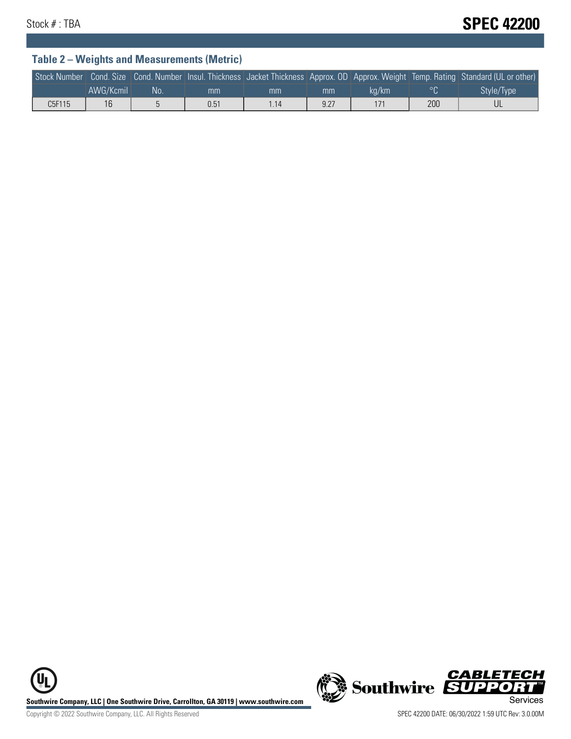### Table 2 – Weights and Measurements (Metric)

| Stock Number | Cond. Size | Cond. Number | Insul. Thickness | Jacket Thickness | Approx. OD | Approx. Weight | Temp. Rating | Standard (UL or other) |
|---|---|---|---|---|---|---|---|---|
| | AWG/Kcmil | No. | mm | mm | mm | kg/km | °C | Style/Type |
| C5F115 | 16 | 5 | 0.51 | 1.14 | 9.27 | 171 | 200 | UL |

**Southwire Company, LLC | One Southwire Drive, Carrollton, GA 30119 | www.southwire.com**

Copyright © 2022 Southwire Company, LLC. All Rights Reserved

SPEC 42200 DATE: 06/30/2022 1:59 UTC Rev: 3.0.00M